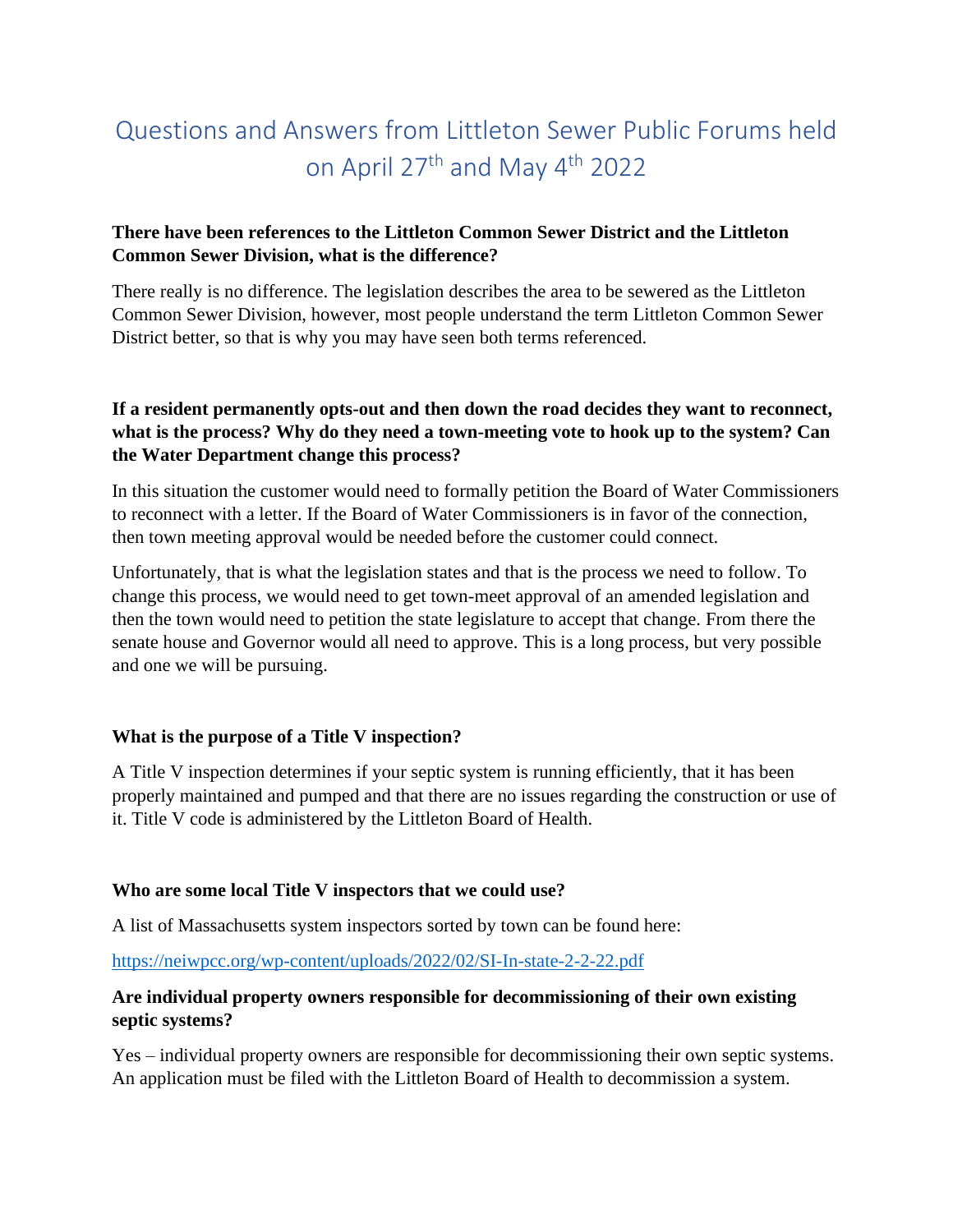# Questions and Answers from Littleton Sewer Public Forums held on April 27th and May 4th 2022

**There have been references to the Littleton Common Sewer District and the Littleton Common Sewer Division, what is the difference?**

There really is no difference. The legislation describes the area to be sewered as the Littleton Common Sewer Division, however, most people understand the term Littleton Common Sewer District better, so that is why you may have seen both terms referenced.

**If a resident permanently opts-out and then down the road decides they want to reconnect, what is the process? Why do they need a town-meeting vote to hook up to the system? Can the Water Department change this process?**

In this situation the customer would need to formally petition the Board of Water Commissioners to reconnect with a letter. If the Board of Water Commissioners is in favor of the connection, then town meeting approval would be needed before the customer could connect.

Unfortunately, that is what the legislation states and that is the process we need to follow. To change this process, we would need to get town-meet approval of an amended legislation and then the town would need to petition the state legislature to accept that change. From there the senate house and Governor would all need to approve. This is a long process, but very possible and one we will be pursuing.

**What is the purpose of a Title V inspection?**

A Title V inspection determines if your septic system is running efficiently, that it has been properly maintained and pumped and that there are no issues regarding the construction or use of it. Title V code is administered by the Littleton Board of Health.

**Who are some local Title V inspectors that we could use?**

A list of Massachusetts system inspectors sorted by town can be found here:

https://neiwpcc.org/wp-content/uploads/2022/02/SI-In-state-2-2-22.pdf

**Are individual property owners responsible for decommissioning of their own existing septic systems?**

Yes – individual property owners are responsible for decommissioning their own septic systems. An application must be filed with the Littleton Board of Health to decommission a system.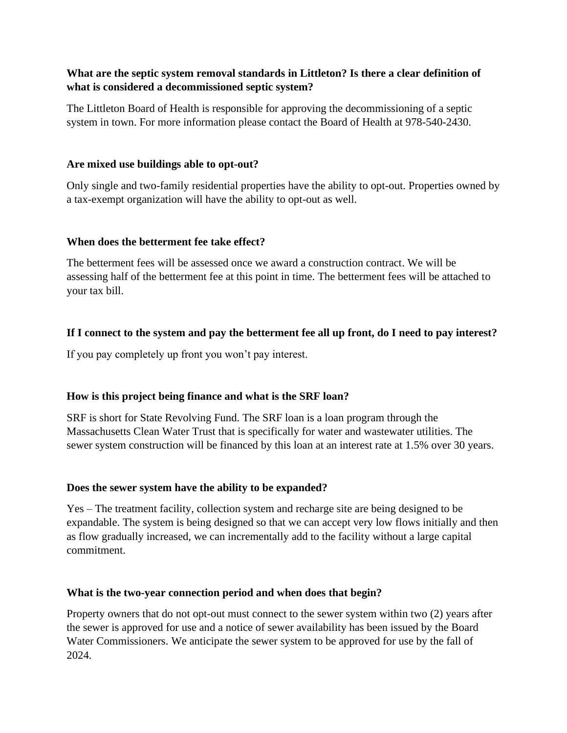**What are the septic system removal standards in Littleton? Is there a clear definition of what is considered a decommissioned septic system?**

The Littleton Board of Health is responsible for approving the decommissioning of a septic system in town. For more information please contact the Board of Health at 978-540-2430.

**Are mixed use buildings able to opt-out?**

Only single and two-family residential properties have the ability to opt-out. Properties owned by a tax-exempt organization will have the ability to opt-out as well.

**When does the betterment fee take effect?**

The betterment fees will be assessed once we award a construction contract. We will be assessing half of the betterment fee at this point in time. The betterment fees will be attached to your tax bill.

**If I connect to the system and pay the betterment fee all up front, do I need to pay interest?**

If you pay completely up front you won't pay interest.

**How is this project being finance and what is the SRF loan?**

SRF is short for State Revolving Fund. The SRF loan is a loan program through the Massachusetts Clean Water Trust that is specifically for water and wastewater utilities. The sewer system construction will be financed by this loan at an interest rate at 1.5% over 30 years.

**Does the sewer system have the ability to be expanded?**

Yes – The treatment facility, collection system and recharge site are being designed to be expandable. The system is being designed so that we can accept very low flows initially and then as flow gradually increased, we can incrementally add to the facility without a large capital commitment.

**What is the two-year connection period and when does that begin?**

Property owners that do not opt-out must connect to the sewer system within two (2) years after the sewer is approved for use and a notice of sewer availability has been issued by the Board Water Commissioners. We anticipate the sewer system to be approved for use by the fall of 2024.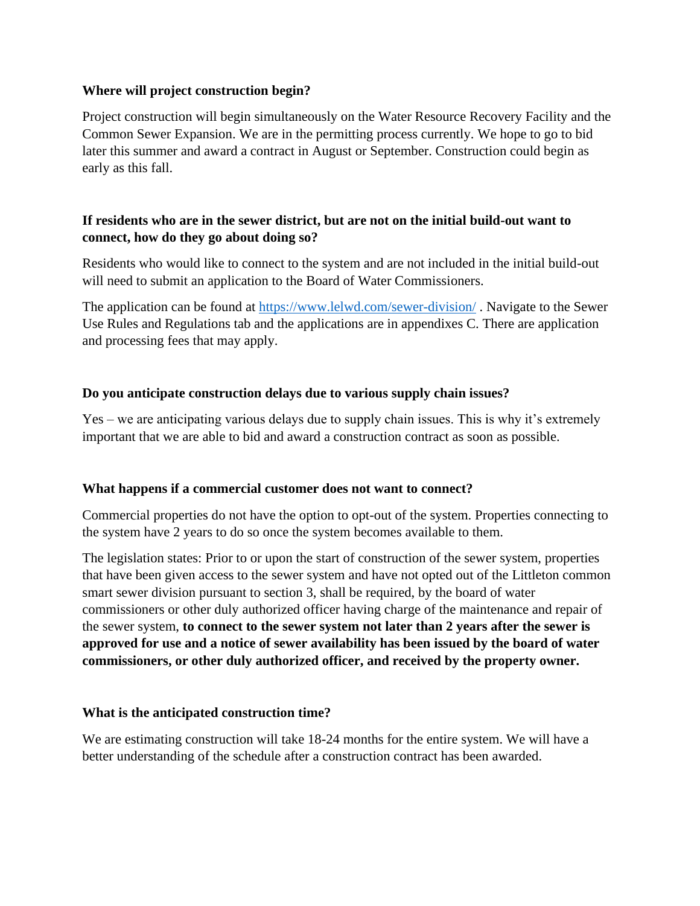**Where will project construction begin?**

Project construction will begin simultaneously on the Water Resource Recovery Facility and the Common Sewer Expansion. We are in the permitting process currently. We hope to go to bid later this summer and award a contract in August or September. Construction could begin as early as this fall.

**If residents who are in the sewer district, but are not on the initial build-out want to connect, how do they go about doing so?**

Residents who would like to connect to the system and are not included in the initial build-out will need to submit an application to the Board of Water Commissioners.

The application can be found at [https://www.lelwd.com/sewer-division/](https://www.lelwd.com/sewer-division/) . Navigate to the Sewer Use Rules and Regulations tab and the applications are in appendixes C. There are application and processing fees that may apply.

**Do you anticipate construction delays due to various supply chain issues?**

Yes – we are anticipating various delays due to supply chain issues. This is why it's extremely important that we are able to bid and award a construction contract as soon as possible.

**What happens if a commercial customer does not want to connect?**

Commercial properties do not have the option to opt-out of the system. Properties connecting to the system have 2 years to do so once the system becomes available to them.

The legislation states: Prior to or upon the start of construction of the sewer system, properties that have been given access to the sewer system and have not opted out of the Littleton common smart sewer division pursuant to section 3, shall be required, by the board of water commissioners or other duly authorized officer having charge of the maintenance and repair of the sewer system, **to connect to the sewer system not later than 2 years after the sewer is approved for use and a notice of sewer availability has been issued by the board of water commissioners, or other duly authorized officer, and received by the property owner.**

**What is the anticipated construction time?**

We are estimating construction will take 18-24 months for the entire system. We will have a better understanding of the schedule after a construction contract has been awarded.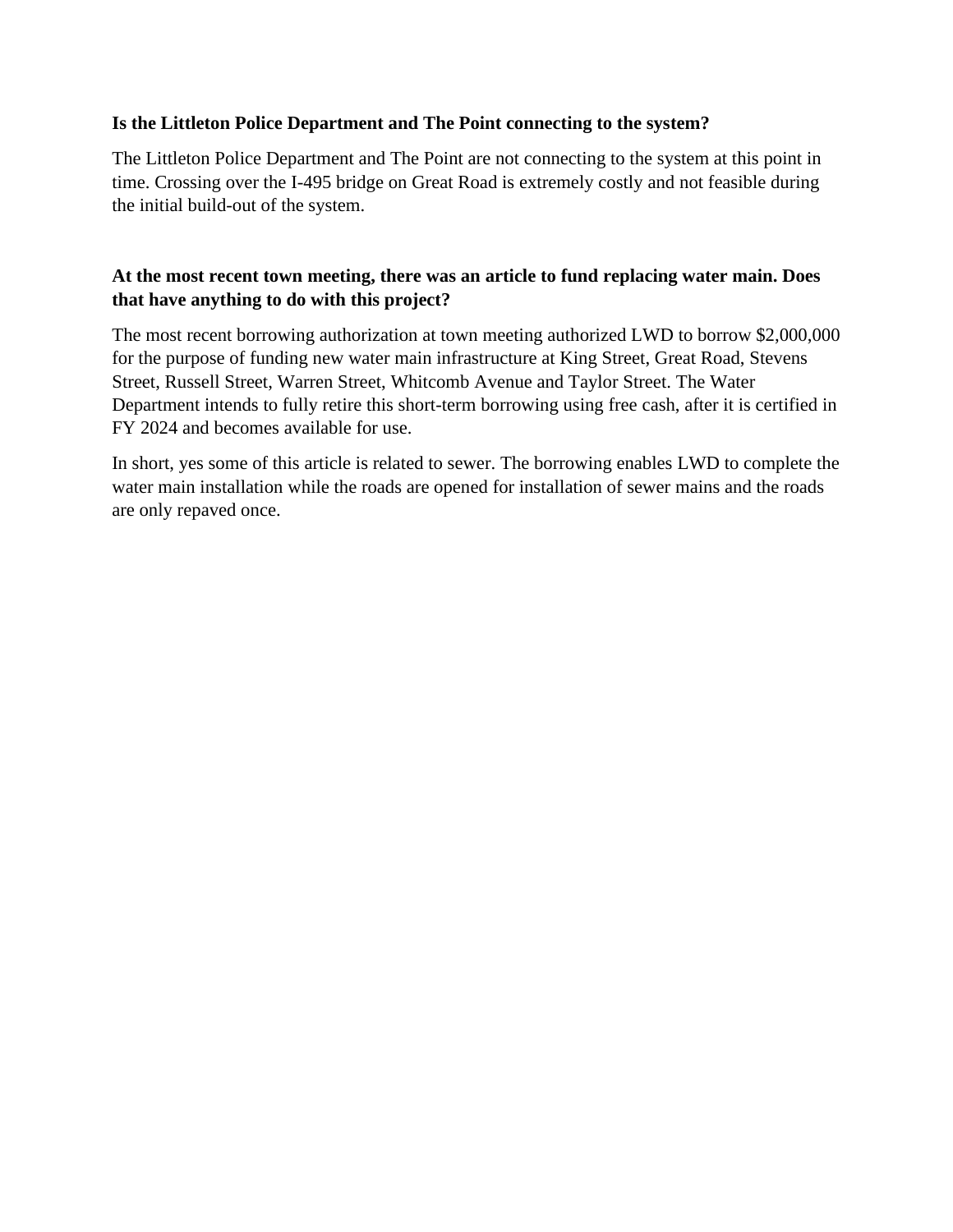**Is the Littleton Police Department and The Point connecting to the system?**

The Littleton Police Department and The Point are not connecting to the system at this point in time. Crossing over the I-495 bridge on Great Road is extremely costly and not feasible during the initial build-out of the system.

**At the most recent town meeting, there was an article to fund replacing water main. Does that have anything to do with this project?**

The most recent borrowing authorization at town meeting authorized LWD to borrow $2,000,000 for the purpose of funding new water main infrastructure at King Street, Great Road, Stevens Street, Russell Street, Warren Street, Whitcomb Avenue and Taylor Street. The Water Department intends to fully retire this short-term borrowing using free cash, after it is certified in FY 2024 and becomes available for use.

In short, yes some of this article is related to sewer. The borrowing enables LWD to complete the water main installation while the roads are opened for installation of sewer mains and the roads are only repaved once.